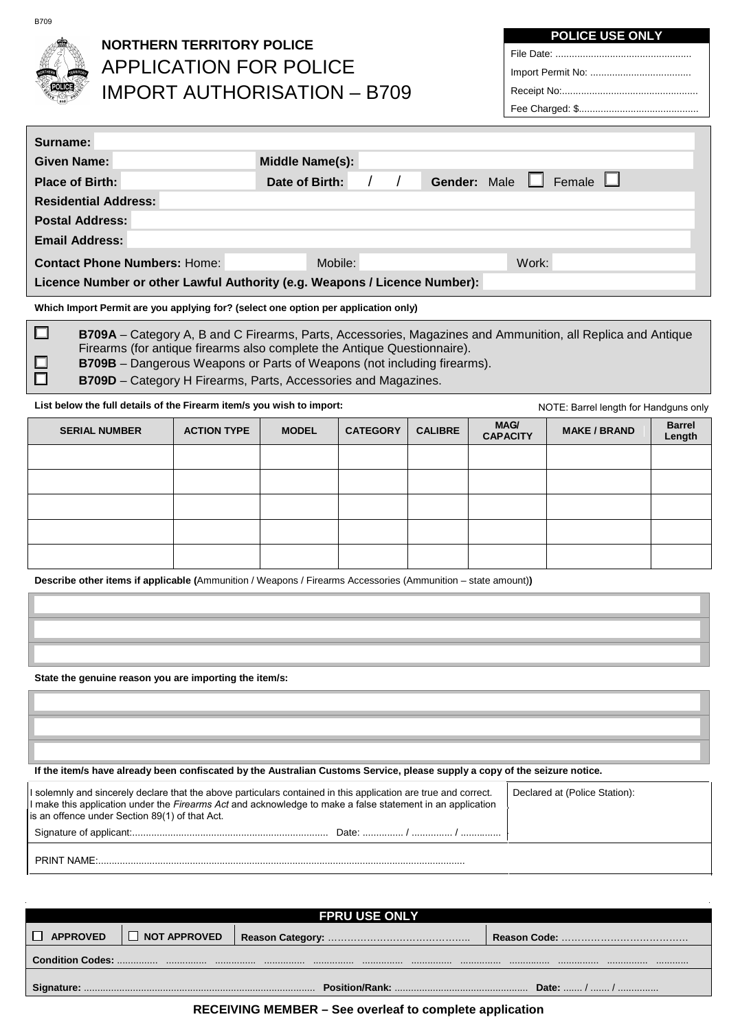B709

# NORTHERN TERRITORY POLICE
# APPLICATION FOR POLICE IMPORT AUTHORISATION – B709

| POLICE USE ONLY |
| --- |
| File Date: .................................................. |
| Import Permit No: ..................................... |
| Receipt No:.................................................. |
| Fee Charged: $............................................ |

**Surname:**

**Given Name:** **Middle Name(s):**

**Place of Birth:** **Date of Birth:** / / **Gender:** Male ☐ Female ☐

**Residential Address:**

**Postal Address:**

**Email Address:**

**Contact Phone Numbers:** Home: Mobile: Work:

**Licence Number or other Lawful Authority (e.g. Weapons / Licence Number):**

**Which Import Permit are you applying for? (select one option per application only)**

☐ **B709A** – Category A, B and C Firearms, Parts, Accessories, Magazines and Ammunition, all Replica and Antique Firearms (for antique firearms also complete the Antique Questionnaire).
☐ **B709B** – Dangerous Weapons or Parts of Weapons (not including firearms).
☐ **B709D** – Category H Firearms, Parts, Accessories and Magazines.

**List below the full details of the Firearm item/s you wish to import:** NOTE: Barrel length for Handguns only

| SERIAL NUMBER | ACTION TYPE | MODEL | CATEGORY | CALIBRE | MAG/ CAPACITY | MAKE / BRAND | Barrel Length |
| --- | --- | --- | --- | --- | --- | --- | --- |
| | | | | | | | |
| | | | | | | | |
| | | | | | | | |
| | | | | | | | |
| | | | | | | | |

**Describe other items if applicable (**Ammunition / Weapons / Firearms Accessories (Ammunition – state amount)**)**

**State the genuine reason you are importing the item/s:**

**If the item/s have already been confiscated by the Australian Customs Service, please supply a copy of the seizure notice.**

I solemnly and sincerely declare that the above particulars contained in this application are true and correct. I make this application under the *Firearms Act* and acknowledge to make a false statement in an application is an offence under Section 89(1) of that Act.

Signature of applicant:......................................................................... Date: ............... / ............... / ...............

Declared at (Police Station):

PRINT NAME:.......................................................................................................................................

| FPRU USE ONLY | | | |
| --- | --- | --- | --- |
| ☐ APPROVED | ☐ NOT APPROVED | Reason Category: …………………………………….. | Reason Code: …………………………………. |
| Condition Codes: ............... ............... ............... ............... ............... ............... ............... ............... ............... ............... ............... ............ | | | |
| Signature: .................................................................................... | Position/Rank: ................................................ | Date: ....... / ....... / .............. | |

**RECEIVING MEMBER – See overleaf to complete application**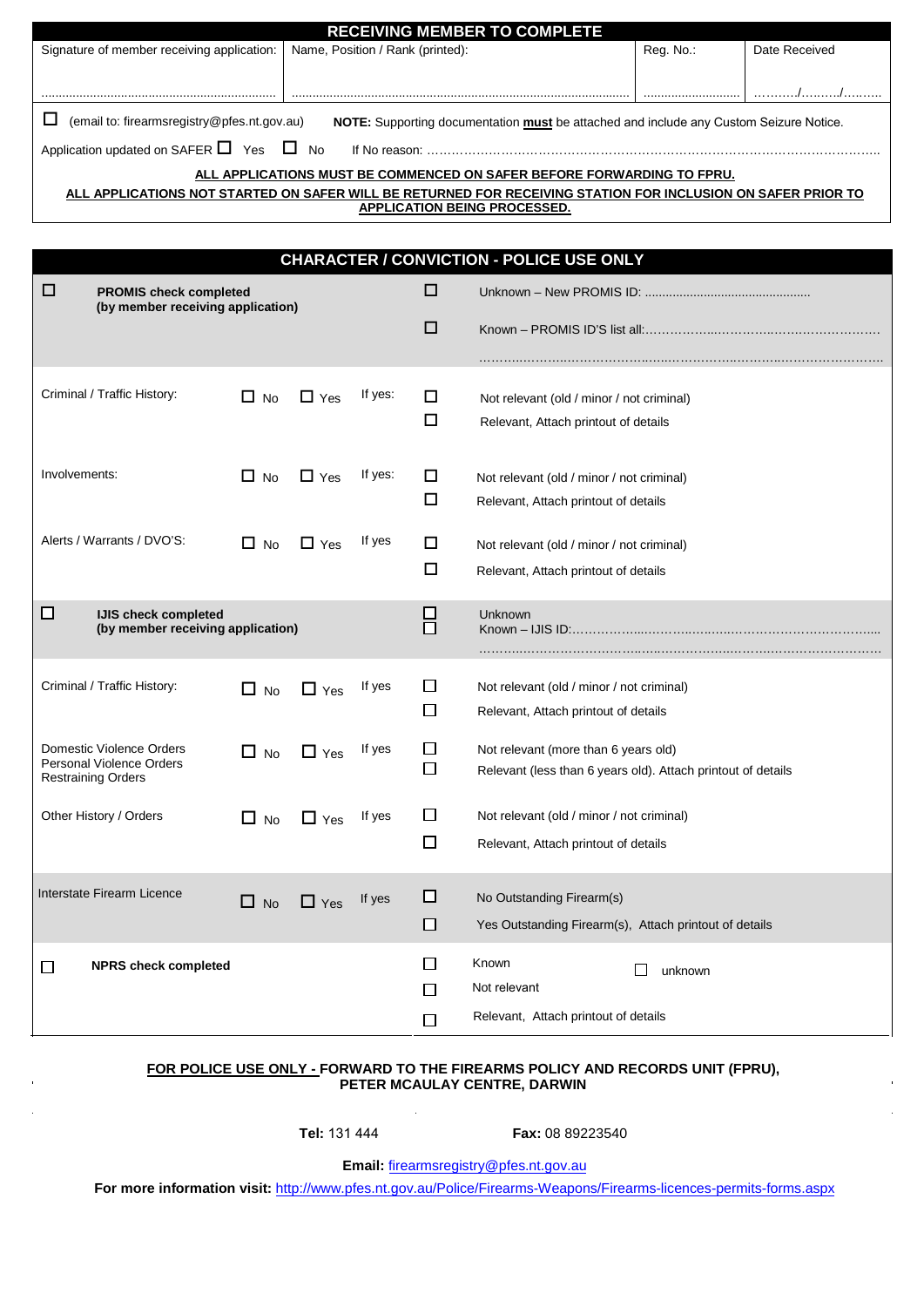## RECEIVING MEMBER TO COMPLETE

| Signature of member receiving application: | Name, Position / Rank (printed): | Reg. No.: | Date Received |
|---|---|---|---|
| ……………………………………………… | ……………………………………………………………………… | ……………… | ………/………/……… |

☐ (email to: firearmsregistry@pfes.nt.gov.au) **NOTE:** Supporting documentation **must** be attached and include any Custom Seizure Notice.

Application updated on SAFER ☐ Yes ☐ No If No reason: ……………………………………………………………………………………………………

**ALL APPLICATIONS MUST BE COMMENCED ON SAFER BEFORE FORWARDING TO FPRU.**

**ALL APPLICATIONS NOT STARTED ON SAFER WILL BE RETURNED FOR RECEIVING STATION FOR INCLUSION ON SAFER PRIOR TO APPLICATION BEING PROCESSED.**

## CHARACTER / CONVICTION - POLICE USE ONLY

| | | | | | |
|---|---|---|---|---|---|
| ☐ **PROMIS check completed (by member receiving application)** | | | | ☐<br>☐ | Unknown – New PROMIS ID: ………………………………………<br>Known – PROMIS ID'S list all:……………………………………………………………………………………………… |
| Criminal / Traffic History: | ☐ No | ☐ Yes | If yes: | ☐<br>☐ | Not relevant (old / minor / not criminal)<br>Relevant, Attach printout of details |
| Involvements: | ☐ No | ☐ Yes | If yes: | ☐<br>☐ | Not relevant (old / minor / not criminal)<br>Relevant, Attach printout of details |
| Alerts / Warrants / DVO'S: | ☐ No | ☐ Yes | If yes | ☐<br>☐ | Not relevant (old / minor / not criminal)<br>Relevant, Attach printout of details |
| ☐ **IJIS check completed (by member receiving application)** | | | | ☐<br>☐ | Unknown<br>Known – IJIS ID:……………………………………………………………………………………… |
| Criminal / Traffic History: | ☐ No | ☐ Yes | If yes | ☐<br>☐ | Not relevant (old / minor / not criminal)<br>Relevant, Attach printout of details |
| Domestic Violence Orders<br>Personal Violence Orders<br>Restraining Orders | ☐ No | ☐ Yes | If yes | ☐<br>☐ | Not relevant (more than 6 years old)<br>Relevant (less than 6 years old). Attach printout of details |
| Other History / Orders | ☐ No | ☐ Yes | If yes | ☐<br>☐ | Not relevant (old / minor / not criminal)<br>Relevant, Attach printout of details |
| Interstate Firearm Licence | ☐ No | ☐ Yes | If yes | ☐<br>☐ | No Outstanding Firearm(s)<br>Yes Outstanding Firearm(s), Attach printout of details |
| ☐ **NPRS check completed** | | | | ☐<br>☐<br>☐ | Known ☐ unknown<br>Not relevant<br>Relevant, Attach printout of details |

**FOR POLICE USE ONLY - FORWARD TO THE FIREARMS POLICY AND RECORDS UNIT (FPRU), PETER MCAULAY CENTRE, DARWIN**

**Tel:** 131 444 **Fax:** 08 89223540

**Email:** firearmsregistry@pfes.nt.gov.au

**For more information visit:** http://www.pfes.nt.gov.au/Police/Firearms-Weapons/Firearms-licences-permits-forms.aspx